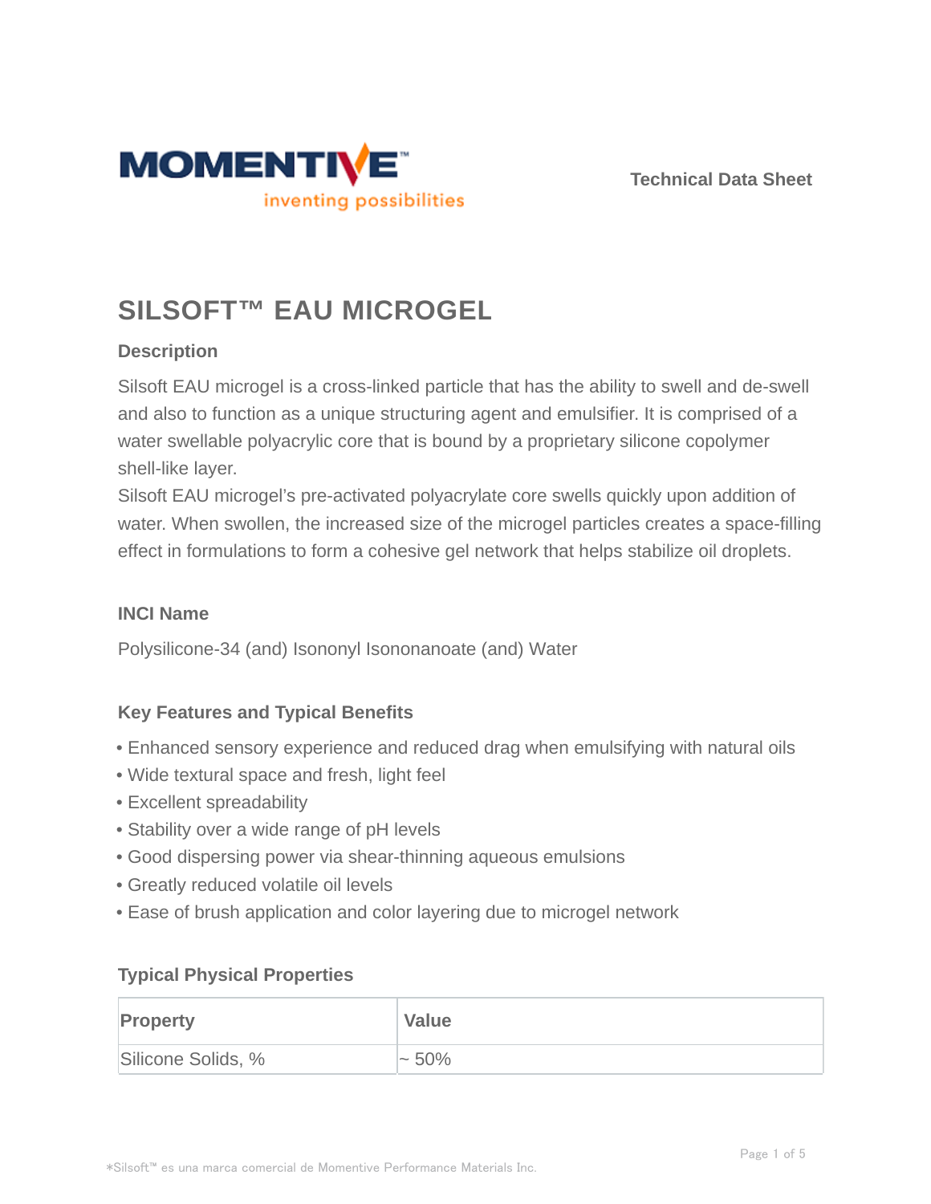Technical Data Sheet

# SILSOFT™ EAU MICROGEL

## Description

Silsoft EAU microgel is a cross-linked particle that has the ability to swell and de-swell and also to function as a unique structuring agent and emulsifier. It is comprised of a water swellable polyacrylic core that is bound by a proprietary silicone copolymer shell-like layer.

Silsoft EAU microgel's pre-activated polyacrylate core swells quickly upon addition of water. When swollen, the increased size of the microgel particles creates a space-filling effect in formulations to form a cohesive gel network that helps stabilize oil droplets.

## INCI Name

Polysilicone-34 (and) Isononyl Isononanoate (and) Water

## Key Features and Typical Benefits

- Enhanced sensory experience and reduced drag when emulsifying with natural oils
- Wide textural space and fresh, light feel
- Excellent spreadability
- Stability over a wide range of pH levels
- Good dispersing power via shear-thinning aqueous emulsions
- Greatly reduced volatile oil levels
- Ease of brush application and color layering due to microgel network

## Typical Physical Properties

| Property | Value |
| --- | --- |
| Silicone Solids, % | ~ 50% |

*Silsoft™ es una marca comercial de Momentive Performance Materials Inc.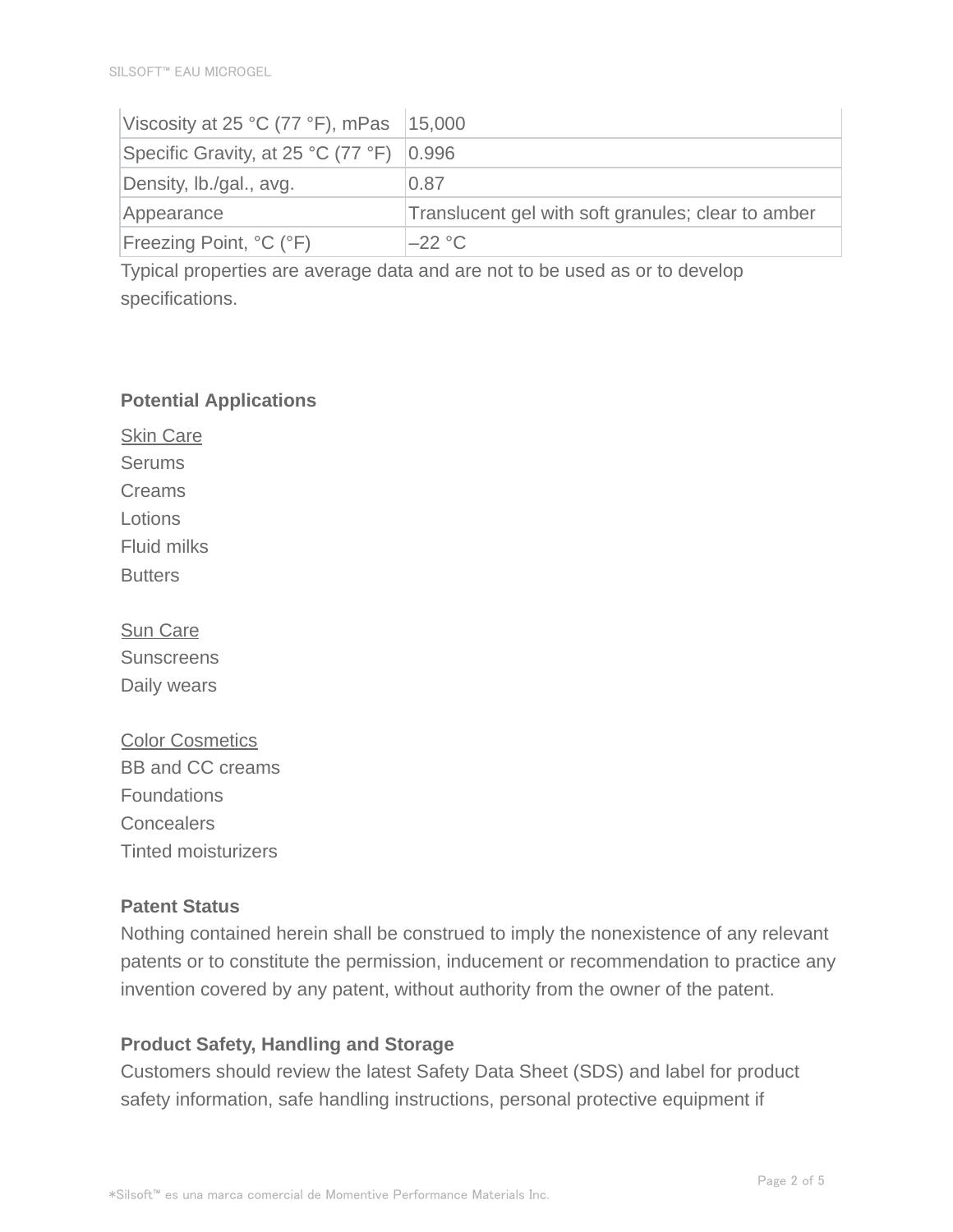| Viscosity at 25 °C (77 °F), mPas | 15,000 |
|---|---|
| Specific Gravity, at 25 °C (77 °F) | 0.996 |
| Density, lb./gal., avg. | 0.87 |
| Appearance | Translucent gel with soft granules; clear to amber |
| Freezing Point, °C (°F) | –22 °C |

Typical properties are average data and are not to be used as or to develop specifications.

**Potential Applications**

Skin Care
Serums
Creams
Lotions
Fluid milks
Butters

Sun Care
Sunscreens
Daily wears

Color Cosmetics
BB and CC creams
Foundations
Concealers
Tinted moisturizers

**Patent Status**

Nothing contained herein shall be construed to imply the nonexistence of any relevant patents or to constitute the permission, inducement or recommendation to practice any invention covered by any patent, without authority from the owner of the patent.

**Product Safety, Handling and Storage**

Customers should review the latest Safety Data Sheet (SDS) and label for product safety information, safe handling instructions, personal protective equipment if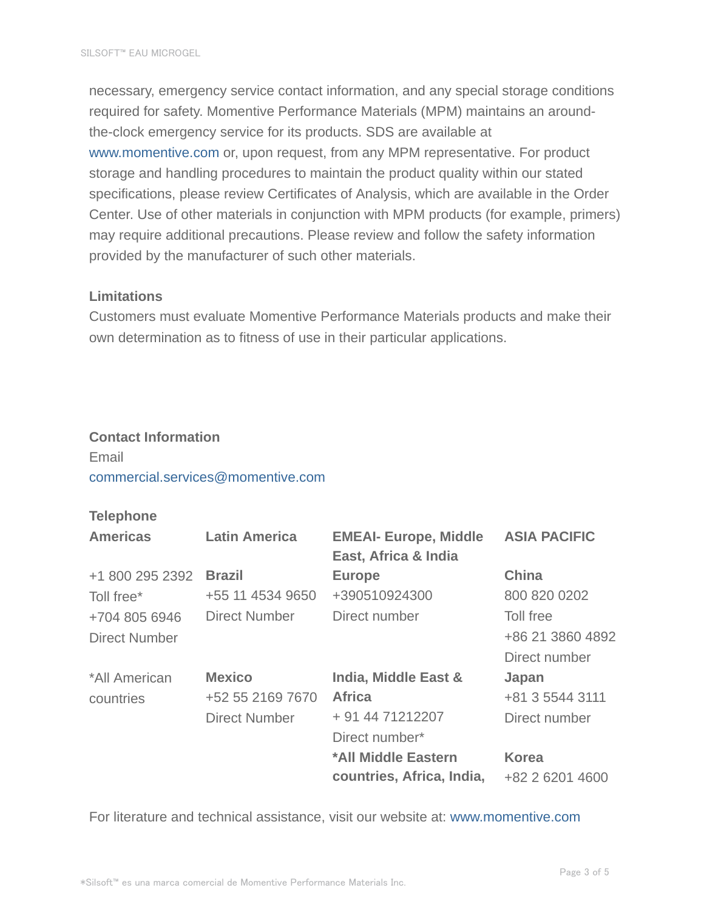necessary, emergency service contact information, and any special storage conditions required for safety. Momentive Performance Materials (MPM) maintains an around-the-clock emergency service for its products. SDS are available at www.momentive.com or, upon request, from any MPM representative. For product storage and handling procedures to maintain the product quality within our stated specifications, please review Certificates of Analysis, which are available in the Order Center. Use of other materials in conjunction with MPM products (for example, primers) may require additional precautions. Please review and follow the safety information provided by the manufacturer of such other materials.

**Limitations**

Customers must evaluate Momentive Performance Materials products and make their own determination as to fitness of use in their particular applications.

**Contact Information**

Email
commercial.services@momentive.com

**Telephone**

| **Americas** | **Latin America** | **EMEAI- Europe, Middle East, Africa & India** | **ASIA PACIFIC** |
|---|---|---|---|
| +1 800 295 2392<br>Toll free*<br>+704 805 6946<br>Direct Number | **Brazil**<br>+55 11 4534 9650<br>Direct Number | **Europe**<br>+390510924300<br>Direct number | **China**<br>800 820 0202<br>Toll free<br>+86 21 3860 4892<br>Direct number |
| *All American countries | **Mexico**<br>+52 55 2169 7670<br>Direct Number | **India, Middle East & Africa**<br>+ 91 44 71212207<br>Direct number* | **Japan**<br>+81 3 5544 3111<br>Direct number |
| | | ***All Middle Eastern countries, Africa, India,** | **Korea**<br>+82 2 6201 4600 |

For literature and technical assistance, visit our website at: www.momentive.com

*Silsoft™ es una marca comercial de Momentive Performance Materials Inc.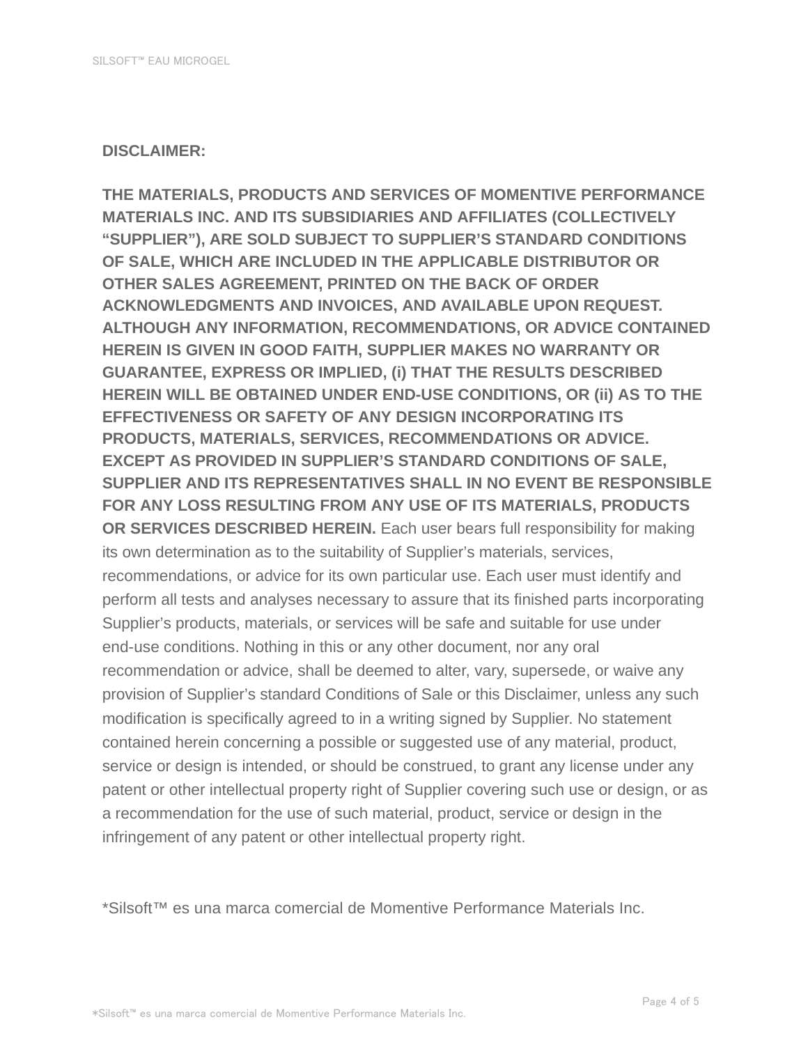**DISCLAIMER:**

**THE MATERIALS, PRODUCTS AND SERVICES OF MOMENTIVE PERFORMANCE MATERIALS INC. AND ITS SUBSIDIARIES AND AFFILIATES (COLLECTIVELY "SUPPLIER"), ARE SOLD SUBJECT TO SUPPLIER'S STANDARD CONDITIONS OF SALE, WHICH ARE INCLUDED IN THE APPLICABLE DISTRIBUTOR OR OTHER SALES AGREEMENT, PRINTED ON THE BACK OF ORDER ACKNOWLEDGMENTS AND INVOICES, AND AVAILABLE UPON REQUEST. ALTHOUGH ANY INFORMATION, RECOMMENDATIONS, OR ADVICE CONTAINED HEREIN IS GIVEN IN GOOD FAITH, SUPPLIER MAKES NO WARRANTY OR GUARANTEE, EXPRESS OR IMPLIED, (i) THAT THE RESULTS DESCRIBED HEREIN WILL BE OBTAINED UNDER END-USE CONDITIONS, OR (ii) AS TO THE EFFECTIVENESS OR SAFETY OF ANY DESIGN INCORPORATING ITS PRODUCTS, MATERIALS, SERVICES, RECOMMENDATIONS OR ADVICE. EXCEPT AS PROVIDED IN SUPPLIER'S STANDARD CONDITIONS OF SALE, SUPPLIER AND ITS REPRESENTATIVES SHALL IN NO EVENT BE RESPONSIBLE FOR ANY LOSS RESULTING FROM ANY USE OF ITS MATERIALS, PRODUCTS OR SERVICES DESCRIBED HEREIN.** Each user bears full responsibility for making its own determination as to the suitability of Supplier's materials, services, recommendations, or advice for its own particular use. Each user must identify and perform all tests and analyses necessary to assure that its finished parts incorporating Supplier's products, materials, or services will be safe and suitable for use under end-use conditions. Nothing in this or any other document, nor any oral recommendation or advice, shall be deemed to alter, vary, supersede, or waive any provision of Supplier's standard Conditions of Sale or this Disclaimer, unless any such modification is specifically agreed to in a writing signed by Supplier. No statement contained herein concerning a possible or suggested use of any material, product, service or design is intended, or should be construed, to grant any license under any patent or other intellectual property right of Supplier covering such use or design, or as a recommendation for the use of such material, product, service or design in the infringement of any patent or other intellectual property right.

*Silsoft™ es una marca comercial de Momentive Performance Materials Inc.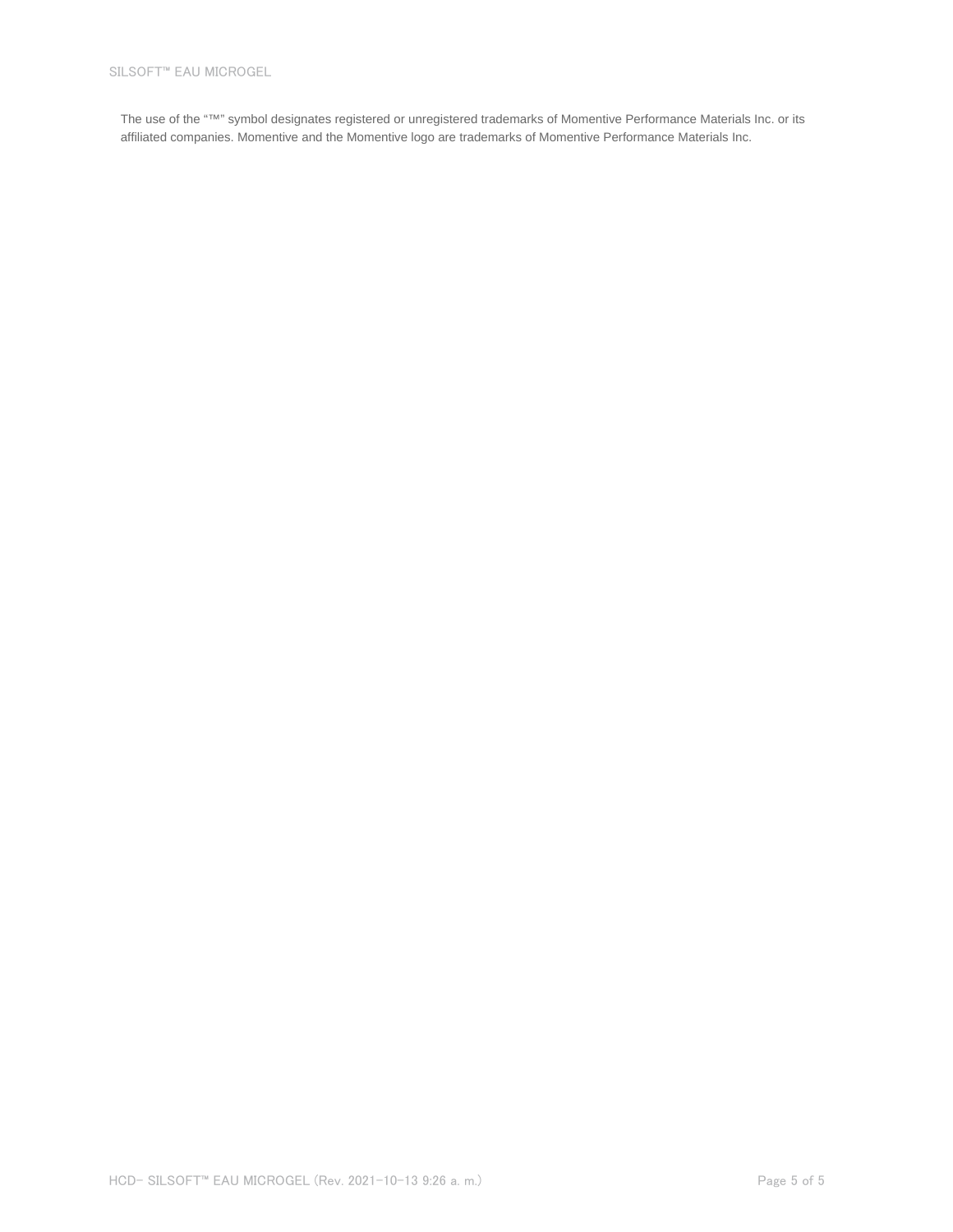The use of the "™" symbol designates registered or unregistered trademarks of Momentive Performance Materials Inc. or its affiliated companies. Momentive and the Momentive logo are trademarks of Momentive Performance Materials Inc.